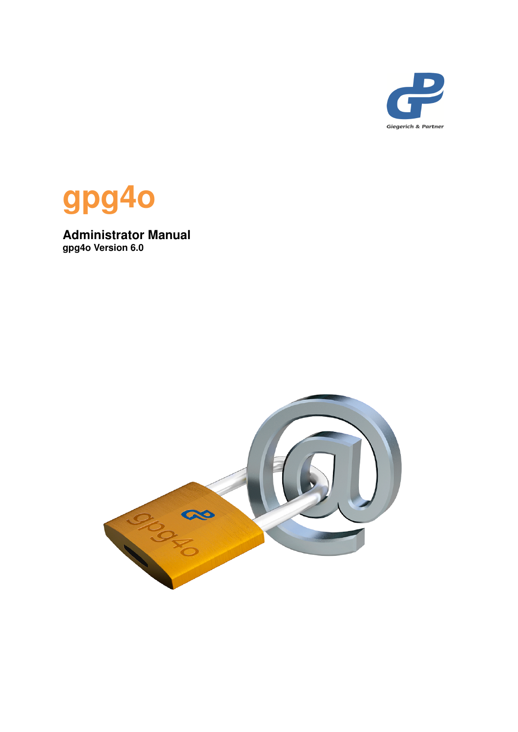Giegerich & Partner

# gpg4o

## Administrator Manual

**gpg4o Version 6.0**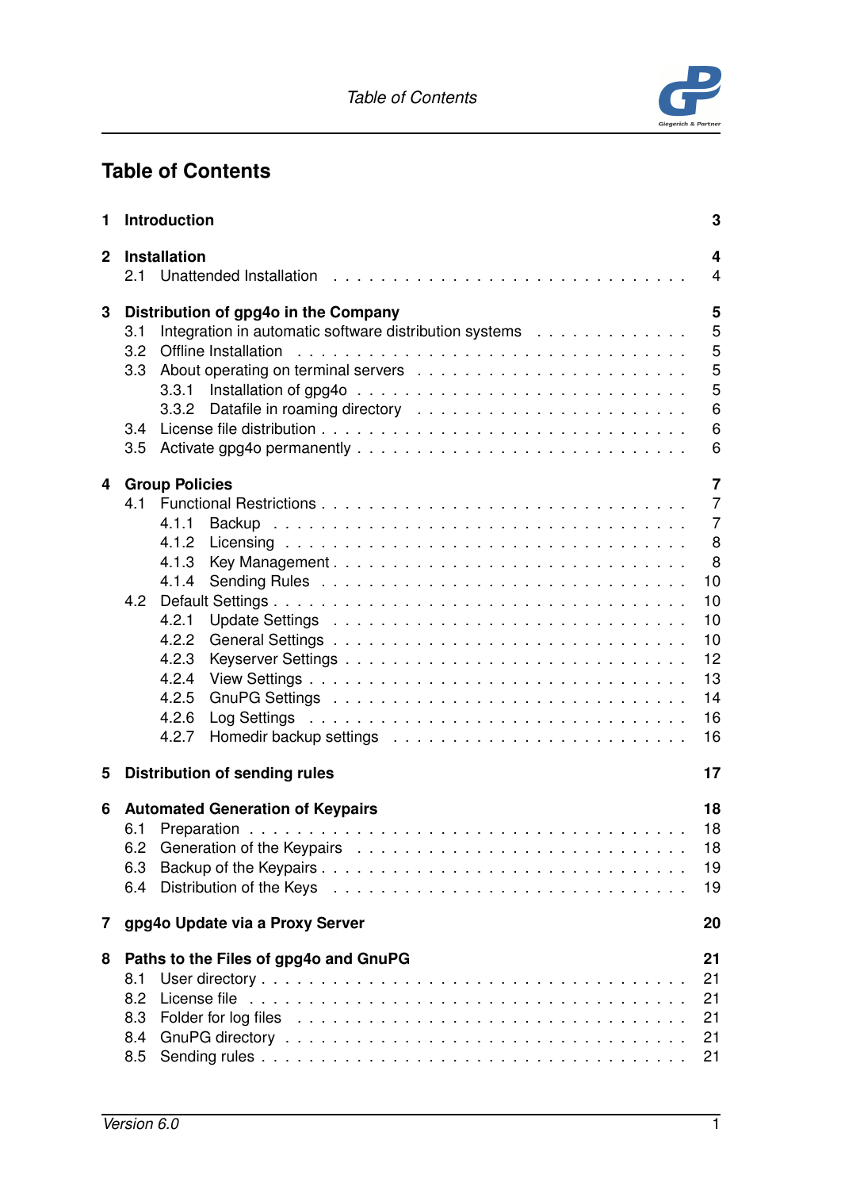# Table of Contents

**1 Introduction** **3**

**2 Installation** **4**
- 2.1 Unattended Installation . . . 4

**3 Distribution of gpg4o in the Company** **5**
- 3.1 Integration in automatic software distribution systems . . . 5
- 3.2 Offline Installation . . . 5
- 3.3 About operating on terminal servers . . . 5
  - 3.3.1 Installation of gpg4o . . . 5
  - 3.3.2 Datafile in roaming directory . . . 6
- 3.4 License file distribution . . . 6
- 3.5 Activate gpg4o permanently . . . 6

**4 Group Policies** **7**
- 4.1 Functional Restrictions . . . 7
  - 4.1.1 Backup . . . 7
  - 4.1.2 Licensing . . . 8
  - 4.1.3 Key Management . . . 8
  - 4.1.4 Sending Rules . . . 10
- 4.2 Default Settings . . . 10
  - 4.2.1 Update Settings . . . 10
  - 4.2.2 General Settings . . . 10
  - 4.2.3 Keyserver Settings . . . 12
  - 4.2.4 View Settings . . . 13
  - 4.2.5 GnuPG Settings . . . 14
  - 4.2.6 Log Settings . . . 16
  - 4.2.7 Homedir backup settings . . . 16

**5 Distribution of sending rules** **17**

**6 Automated Generation of Keypairs** **18**
- 6.1 Preparation . . . 18
- 6.2 Generation of the Keypairs . . . 18
- 6.3 Backup of the Keypairs . . . 19
- 6.4 Distribution of the Keys . . . 19

**7 gpg4o Update via a Proxy Server** **20**

**8 Paths to the Files of gpg4o and GnuPG** **21**
- 8.1 User directory . . . 21
- 8.2 License file . . . 21
- 8.3 Folder for log files . . . 21
- 8.4 GnuPG directory . . . 21
- 8.5 Sending rules . . . 21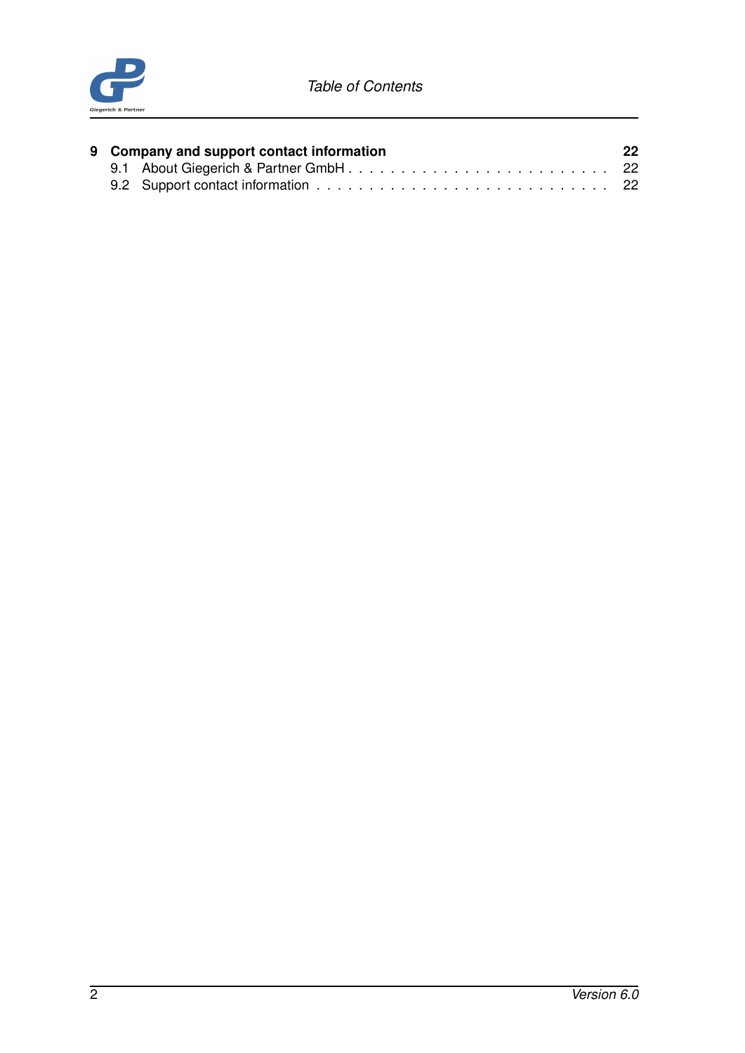**9 Company and support contact information** **22**

9.1 About Giegerich & Partner GmbH . . . . . . . . . . . . . . . . . . . . . . . . 22

9.2 Support contact information . . . . . . . . . . . . . . . . . . . . . . . . . . . 22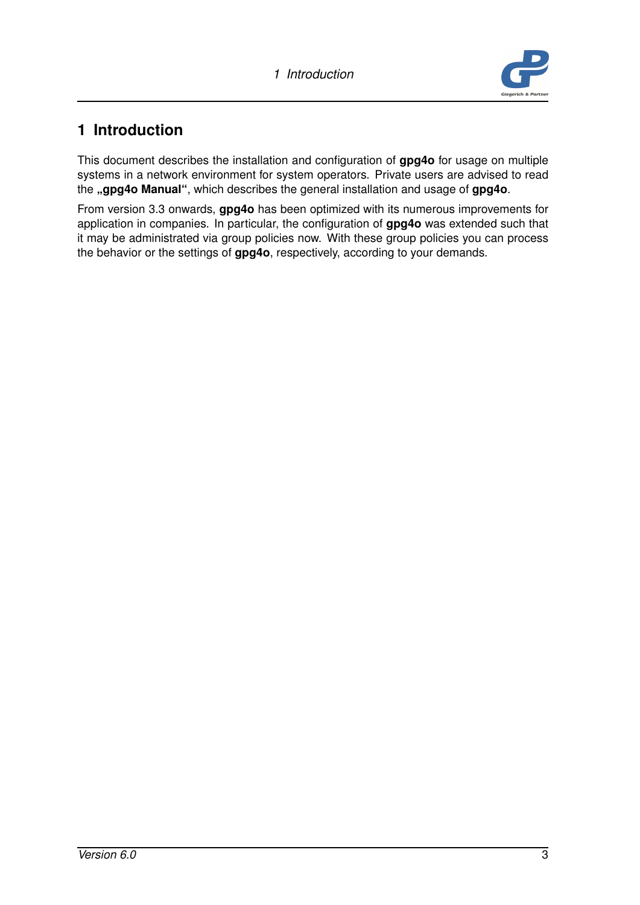# 1 Introduction

This document describes the installation and configuration of **gpg4o** for usage on multiple systems in a network environment for system operators. Private users are advised to read the **„gpg4o Manual“**, which describes the general installation and usage of **gpg4o**.

From version 3.3 onwards, **gpg4o** has been optimized with its numerous improvements for application in companies. In particular, the configuration of **gpg4o** was extended such that it may be administrated via group policies now. With these group policies you can process the behavior or the settings of **gpg4o**, respectively, according to your demands.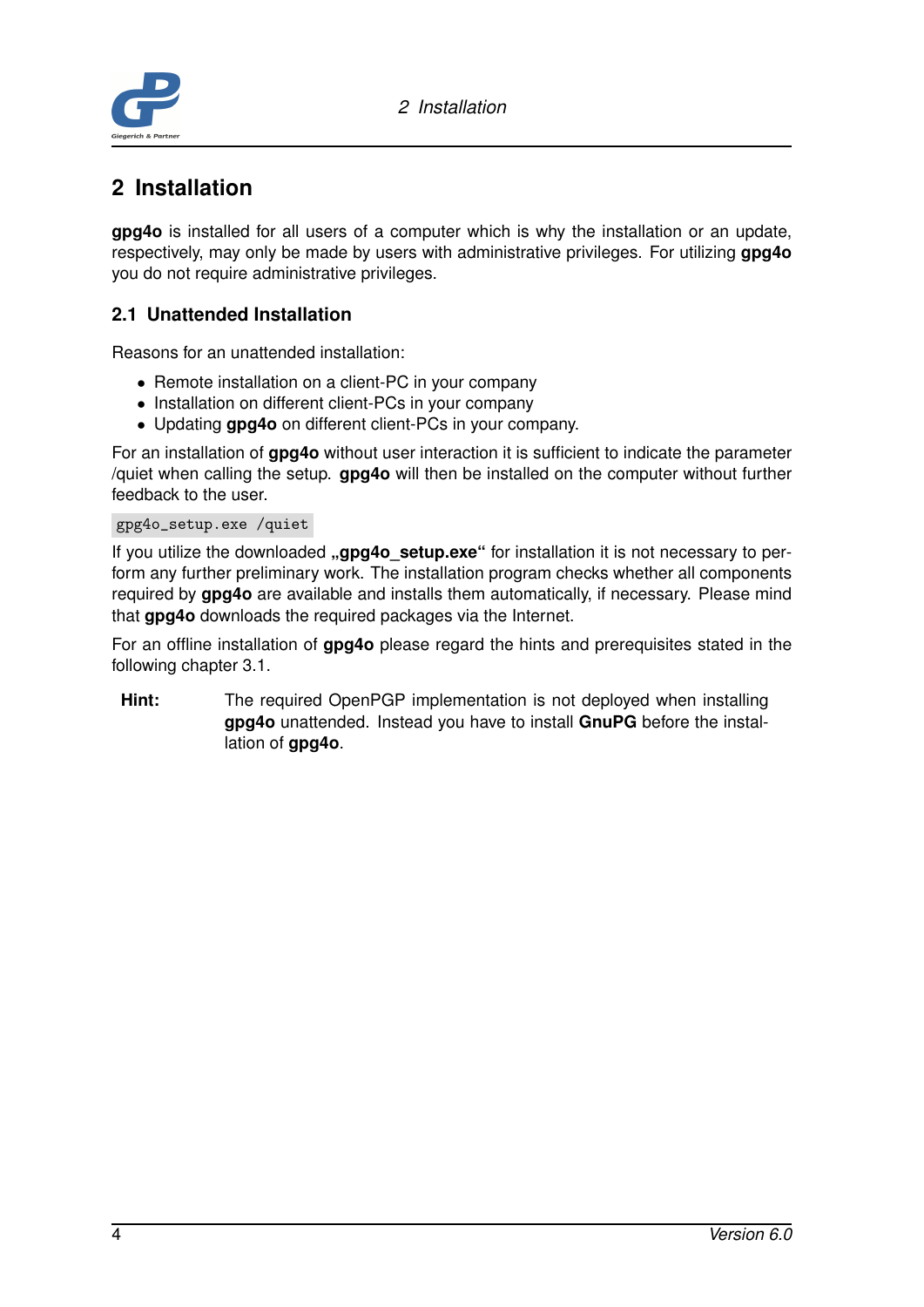# 2 Installation

**gpg4o** is installed for all users of a computer which is why the installation or an update, respectively, may only be made by users with administrative privileges. For utilizing **gpg4o** you do not require administrative privileges.

## 2.1 Unattended Installation

Reasons for an unattended installation:

- Remote installation on a client-PC in your company
- Installation on different client-PCs in your company
- Updating **gpg4o** on different client-PCs in your company.

For an installation of **gpg4o** without user interaction it is sufficient to indicate the parameter /quiet when calling the setup. **gpg4o** will then be installed on the computer without further feedback to the user.

```
gpg4o_setup.exe /quiet
```

If you utilize the downloaded **„gpg4o_setup.exe“** for installation it is not necessary to perform any further preliminary work. The installation program checks whether all components required by **gpg4o** are available and installs them automatically, if necessary. Please mind that **gpg4o** downloads the required packages via the Internet.

For an offline installation of **gpg4o** please regard the hints and prerequisites stated in the following chapter 3.1.

**Hint:** The required OpenPGP implementation is not deployed when installing **gpg4o** unattended. Instead you have to install **GnuPG** before the installation of **gpg4o**.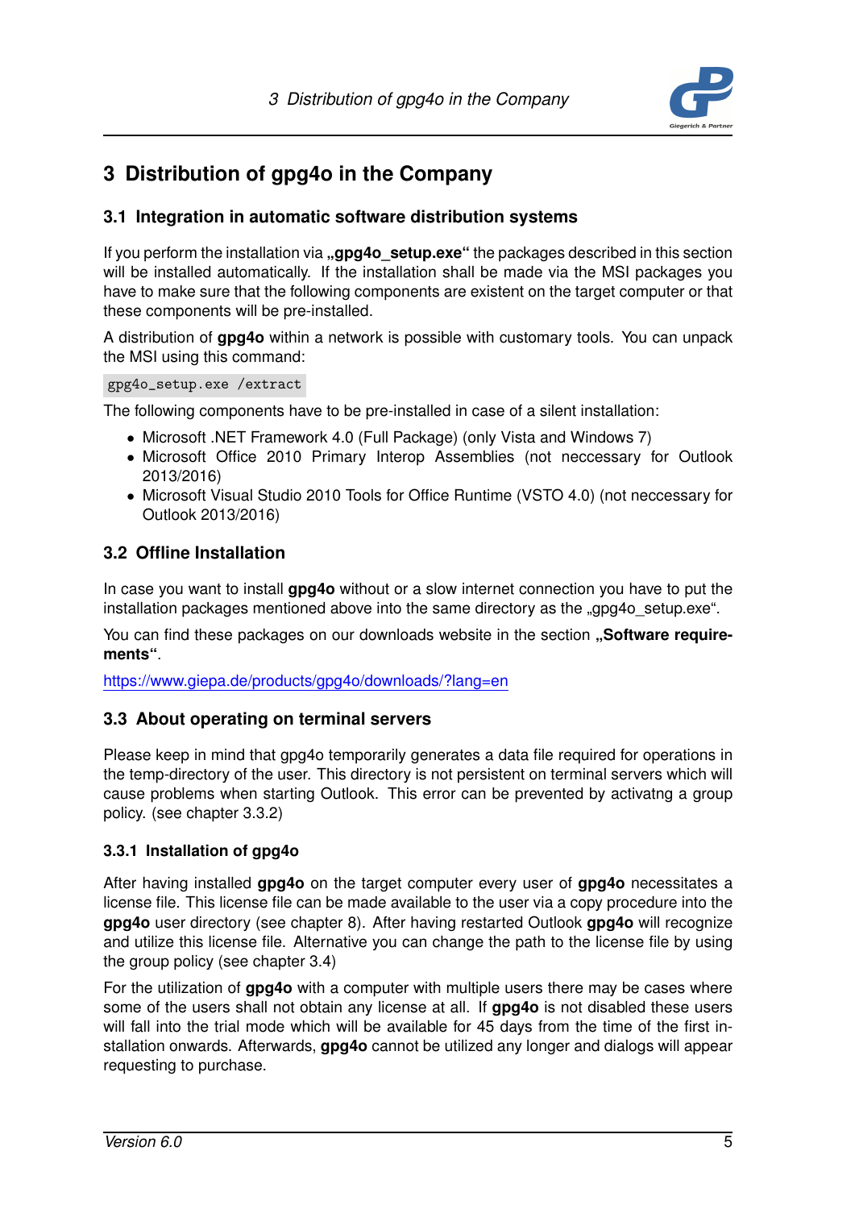# 3 Distribution of gpg4o in the Company

## 3.1 Integration in automatic software distribution systems

If you perform the installation via **„gpg4o_setup.exe"** the packages described in this section will be installed automatically. If the installation shall be made via the MSI packages you have to make sure that the following components are existent on the target computer or that these components will be pre-installed.

A distribution of **gpg4o** within a network is possible with customary tools. You can unpack the MSI using this command:

```
gpg4o_setup.exe /extract
```

The following components have to be pre-installed in case of a silent installation:

- Microsoft .NET Framework 4.0 (Full Package) (only Vista and Windows 7)
- Microsoft Office 2010 Primary Interop Assemblies (not neccessary for Outlook 2013/2016)
- Microsoft Visual Studio 2010 Tools for Office Runtime (VSTO 4.0) (not neccessary for Outlook 2013/2016)

## 3.2 Offline Installation

In case you want to install **gpg4o** without or a slow internet connection you have to put the installation packages mentioned above into the same directory as the „gpg4o_setup.exe".

You can find these packages on our downloads website in the section **„Software requirements"**.

https://www.giepa.de/products/gpg4o/downloads/?lang=en

## 3.3 About operating on terminal servers

Please keep in mind that gpg4o temporarily generates a data file required for operations in the temp-directory of the user. This directory is not persistent on terminal servers which will cause problems when starting Outlook. This error can be prevented by activatng a group policy. (see chapter 3.3.2)

### 3.3.1 Installation of gpg4o

After having installed **gpg4o** on the target computer every user of **gpg4o** necessitates a license file. This license file can be made available to the user via a copy procedure into the **gpg4o** user directory (see chapter 8). After having restarted Outlook **gpg4o** will recognize and utilize this license file. Alternative you can change the path to the license file by using the group policy (see chapter 3.4)

For the utilization of **gpg4o** with a computer with multiple users there may be cases where some of the users shall not obtain any license at all. If **gpg4o** is not disabled these users will fall into the trial mode which will be available for 45 days from the time of the first installation onwards. Afterwards, **gpg4o** cannot be utilized any longer and dialogs will appear requesting to purchase.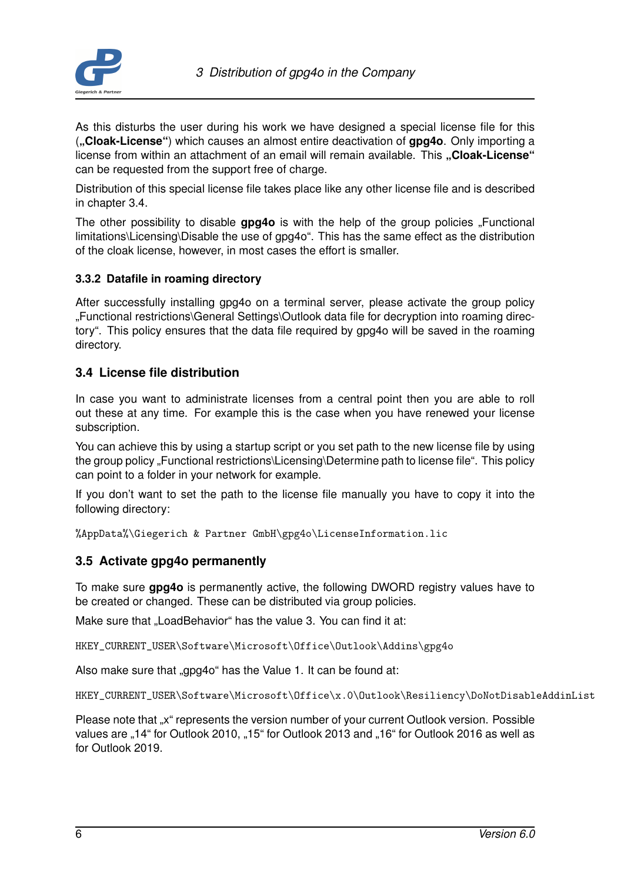As this disturbs the user during his work we have designed a special license file for this (**„Cloak-License“**) which causes an almost entire deactivation of **gpg4o**. Only importing a license from within an attachment of an email will remain available. This **„Cloak-License“** can be requested from the support free of charge.

Distribution of this special license file takes place like any other license file and is described in chapter 3.4.

The other possibility to disable **gpg4o** is with the help of the group policies „Functional limitations\Licensing\Disable the use of gpg4o“. This has the same effect as the distribution of the cloak license, however, in most cases the effort is smaller.

### 3.3.2 Datafile in roaming directory

After successfully installing gpg4o on a terminal server, please activate the group policy „Functional restrictions\General Settings\Outlook data file for decryption into roaming directory“. This policy ensures that the data file required by gpg4o will be saved in the roaming directory.

## 3.4 License file distribution

In case you want to administrate licenses from a central point then you are able to roll out these at any time. For example this is the case when you have renewed your license subscription.

You can achieve this by using a startup script or you set path to the new license file by using the group policy „Functional restrictions\Licensing\Determine path to license file“. This policy can point to a folder in your network for example.

If you don't want to set the path to the license file manually you have to copy it into the following directory:

```
%AppData%\Giegerich & Partner GmbH\gpg4o\LicenseInformation.lic
```

## 3.5 Activate gpg4o permanently

To make sure **gpg4o** is permanently active, the following DWORD registry values have to be created or changed. These can be distributed via group policies.

Make sure that „LoadBehavior“ has the value 3. You can find it at:

```
HKEY_CURRENT_USER\Software\Microsoft\Office\Outlook\Addins\gpg4o
```

Also make sure that „gpg4o“ has the Value 1. It can be found at:

```
HKEY_CURRENT_USER\Software\Microsoft\Office\x.0\Outlook\Resiliency\DoNotDisableAddinList
```

Please note that „x“ represents the version number of your current Outlook version. Possible values are „14“ for Outlook 2010, „15“ for Outlook 2013 and „16“ for Outlook 2016 as well as for Outlook 2019.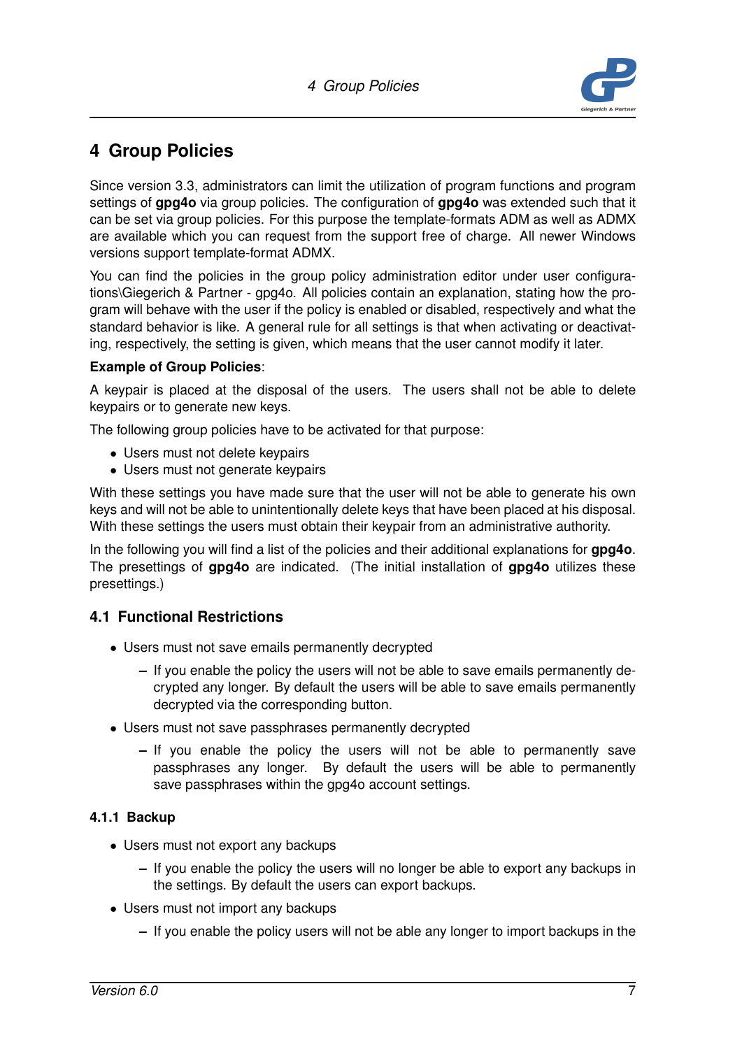# 4 Group Policies

Since version 3.3, administrators can limit the utilization of program functions and program settings of **gpg4o** via group policies. The configuration of **gpg4o** was extended such that it can be set via group policies. For this purpose the template-formats ADM as well as ADMX are available which you can request from the support free of charge. All newer Windows versions support template-format ADMX.

You can find the policies in the group policy administration editor under user configurations\Giegerich & Partner - gpg4o. All policies contain an explanation, stating how the program will behave with the user if the policy is enabled or disabled, respectively and what the standard behavior is like. A general rule for all settings is that when activating or deactivating, respectively, the setting is given, which means that the user cannot modify it later.

**Example of Group Policies**:

A keypair is placed at the disposal of the users. The users shall not be able to delete keypairs or to generate new keys.

The following group policies have to be activated for that purpose:

- Users must not delete keypairs
- Users must not generate keypairs

With these settings you have made sure that the user will not be able to generate his own keys and will not be able to unintentionally delete keys that have been placed at his disposal. With these settings the users must obtain their keypair from an administrative authority.

In the following you will find a list of the policies and their additional explanations for **gpg4o**. The presettings of **gpg4o** are indicated. (The initial installation of **gpg4o** utilizes these presettings.)

## 4.1 Functional Restrictions

- Users must not save emails permanently decrypted
  - If you enable the policy the users will not be able to save emails permanently decrypted any longer. By default the users will be able to save emails permanently decrypted via the corresponding button.
- Users must not save passphrases permanently decrypted
  - If you enable the policy the users will not be able to permanently save passphrases any longer. By default the users will be able to permanently save passphrases within the gpg4o account settings.

### 4.1.1 Backup

- Users must not export any backups
  - If you enable the policy the users will no longer be able to export any backups in the settings. By default the users can export backups.
- Users must not import any backups
  - If you enable the policy users will not be able any longer to import backups in the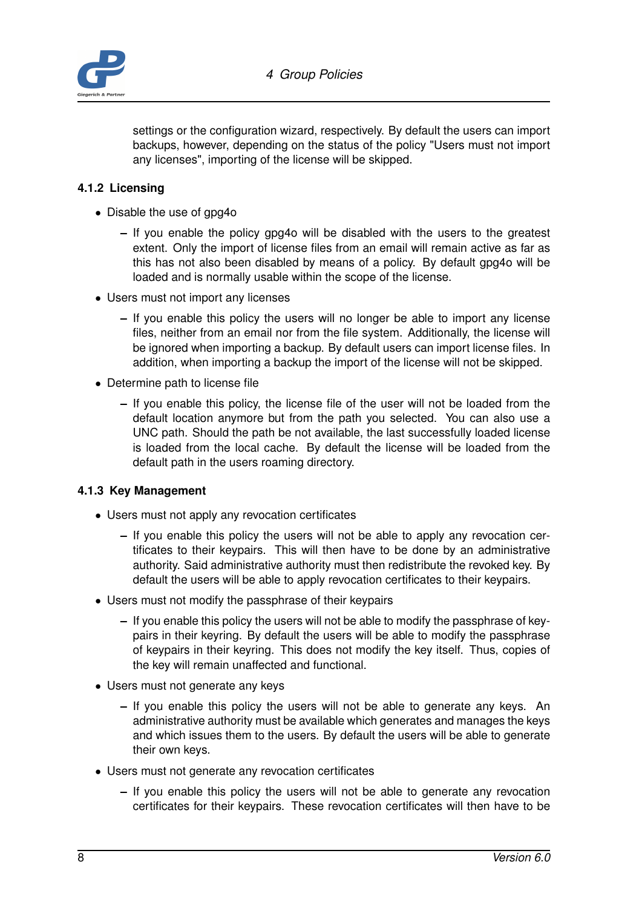settings or the configuration wizard, respectively. By default the users can import backups, however, depending on the status of the policy "Users must not import any licenses", importing of the license will be skipped.

### 4.1.2 Licensing

- Disable the use of gpg4o
  - If you enable the policy gpg4o will be disabled with the users to the greatest extent. Only the import of license files from an email will remain active as far as this has not also been disabled by means of a policy. By default gpg4o will be loaded and is normally usable within the scope of the license.
- Users must not import any licenses
  - If you enable this policy the users will no longer be able to import any license files, neither from an email nor from the file system. Additionally, the license will be ignored when importing a backup. By default users can import license files. In addition, when importing a backup the import of the license will not be skipped.
- Determine path to license file
  - If you enable this policy, the license file of the user will not be loaded from the default location anymore but from the path you selected. You can also use a UNC path. Should the path be not available, the last successfully loaded license is loaded from the local cache. By default the license will be loaded from the default path in the users roaming directory.

### 4.1.3 Key Management

- Users must not apply any revocation certificates
  - If you enable this policy the users will not be able to apply any revocation certificates to their keypairs. This will then have to be done by an administrative authority. Said administrative authority must then redistribute the revoked key. By default the users will be able to apply revocation certificates to their keypairs.
- Users must not modify the passphrase of their keypairs
  - If you enable this policy the users will not be able to modify the passphrase of keypairs in their keyring. By default the users will be able to modify the passphrase of keypairs in their keyring. This does not modify the key itself. Thus, copies of the key will remain unaffected and functional.
- Users must not generate any keys
  - If you enable this policy the users will not be able to generate any keys. An administrative authority must be available which generates and manages the keys and which issues them to the users. By default the users will be able to generate their own keys.
- Users must not generate any revocation certificates
  - If you enable this policy the users will not be able to generate any revocation certificates for their keypairs. These revocation certificates will then have to be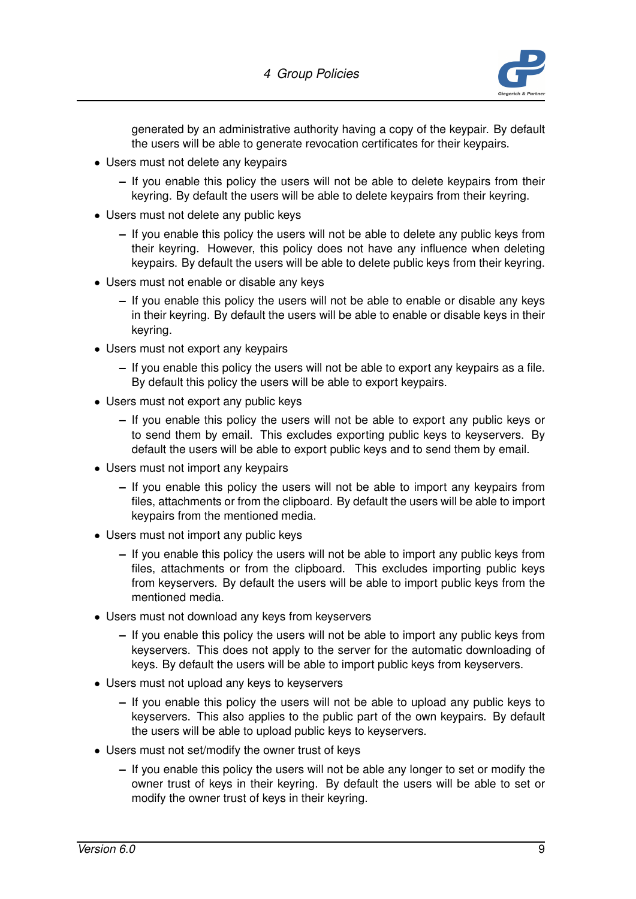generated by an administrative authority having a copy of the keypair. By default the users will be able to generate revocation certificates for their keypairs.

- Users must not delete any keypairs
  - If you enable this policy the users will not be able to delete keypairs from their keyring. By default the users will be able to delete keypairs from their keyring.
- Users must not delete any public keys
  - If you enable this policy the users will not be able to delete any public keys from their keyring. However, this policy does not have any influence when deleting keypairs. By default the users will be able to delete public keys from their keyring.
- Users must not enable or disable any keys
  - If you enable this policy the users will not be able to enable or disable any keys in their keyring. By default the users will be able to enable or disable keys in their keyring.
- Users must not export any keypairs
  - If you enable this policy the users will not be able to export any keypairs as a file. By default this policy the users will be able to export keypairs.
- Users must not export any public keys
  - If you enable this policy the users will not be able to export any public keys or to send them by email. This excludes exporting public keys to keyservers. By default the users will be able to export public keys and to send them by email.
- Users must not import any keypairs
  - If you enable this policy the users will not be able to import any keypairs from files, attachments or from the clipboard. By default the users will be able to import keypairs from the mentioned media.
- Users must not import any public keys
  - If you enable this policy the users will not be able to import any public keys from files, attachments or from the clipboard. This excludes importing public keys from keyservers. By default the users will be able to import public keys from the mentioned media.
- Users must not download any keys from keyservers
  - If you enable this policy the users will not be able to import any public keys from keyservers. This does not apply to the server for the automatic downloading of keys. By default the users will be able to import public keys from keyservers.
- Users must not upload any keys to keyservers
  - If you enable this policy the users will not be able to upload any public keys to keyservers. This also applies to the public part of the own keypairs. By default the users will be able to upload public keys to keyservers.
- Users must not set/modify the owner trust of keys
  - If you enable this policy the users will not be able any longer to set or modify the owner trust of keys in their keyring. By default the users will be able to set or modify the owner trust of keys in their keyring.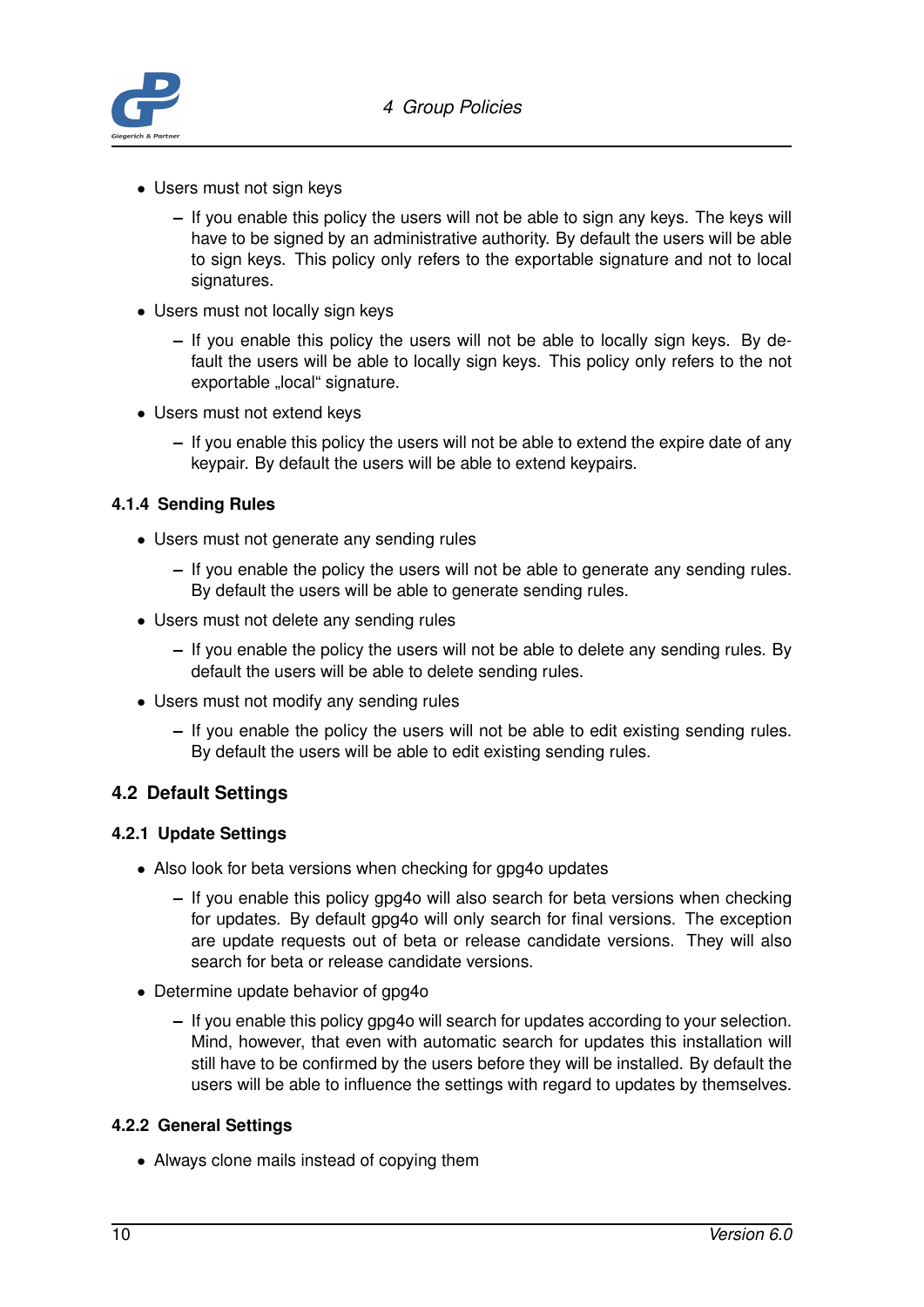- Users must not sign keys
  - If you enable this policy the users will not be able to sign any keys. The keys will have to be signed by an administrative authority. By default the users will be able to sign keys. This policy only refers to the exportable signature and not to local signatures.
- Users must not locally sign keys
  - If you enable this policy the users will not be able to locally sign keys. By default the users will be able to locally sign keys. This policy only refers to the not exportable „local“ signature.
- Users must not extend keys
  - If you enable this policy the users will not be able to extend the expire date of any keypair. By default the users will be able to extend keypairs.

### 4.1.4 Sending Rules

- Users must not generate any sending rules
  - If you enable the policy the users will not be able to generate any sending rules. By default the users will be able to generate sending rules.
- Users must not delete any sending rules
  - If you enable the policy the users will not be able to delete any sending rules. By default the users will be able to delete sending rules.
- Users must not modify any sending rules
  - If you enable the policy the users will not be able to edit existing sending rules. By default the users will be able to edit existing sending rules.

## 4.2 Default Settings

### 4.2.1 Update Settings

- Also look for beta versions when checking for gpg4o updates
  - If you enable this policy gpg4o will also search for beta versions when checking for updates. By default gpg4o will only search for final versions. The exception are update requests out of beta or release candidate versions. They will also search for beta or release candidate versions.
- Determine update behavior of gpg4o
  - If you enable this policy gpg4o will search for updates according to your selection. Mind, however, that even with automatic search for updates this installation will still have to be confirmed by the users before they will be installed. By default the users will be able to influence the settings with regard to updates by themselves.

### 4.2.2 General Settings

- Always clone mails instead of copying them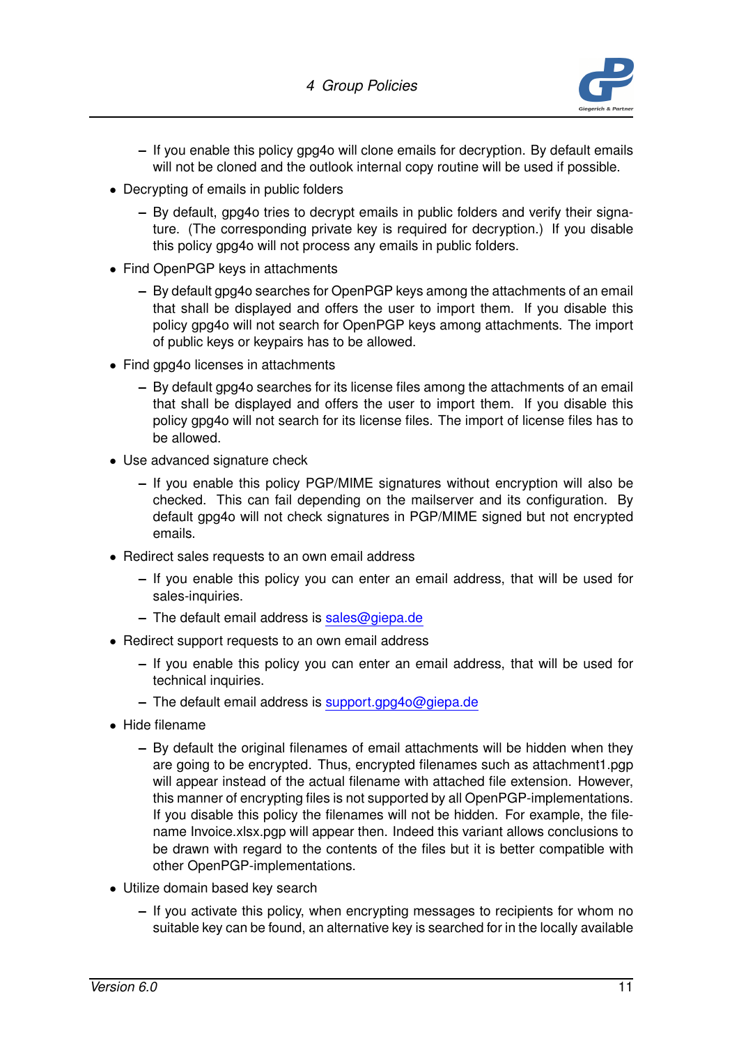- If you enable this policy gpg4o will clone emails for decryption. By default emails will not be cloned and the outlook internal copy routine will be used if possible.

- Decrypting of emails in public folders
  - By default, gpg4o tries to decrypt emails in public folders and verify their signature. (The corresponding private key is required for decryption.) If you disable this policy gpg4o will not process any emails in public folders.
- Find OpenPGP keys in attachments
  - By default gpg4o searches for OpenPGP keys among the attachments of an email that shall be displayed and offers the user to import them. If you disable this policy gpg4o will not search for OpenPGP keys among attachments. The import of public keys or keypairs has to be allowed.
- Find gpg4o licenses in attachments
  - By default gpg4o searches for its license files among the attachments of an email that shall be displayed and offers the user to import them. If you disable this policy gpg4o will not search for its license files. The import of license files has to be allowed.
- Use advanced signature check
  - If you enable this policy PGP/MIME signatures without encryption will also be checked. This can fail depending on the mailserver and its configuration. By default gpg4o will not check signatures in PGP/MIME signed but not encrypted emails.
- Redirect sales requests to an own email address
  - If you enable this policy you can enter an email address, that will be used for sales-inquiries.
  - The default email address is sales@giepa.de
- Redirect support requests to an own email address
  - If you enable this policy you can enter an email address, that will be used for technical inquiries.
  - The default email address is support.gpg4o@giepa.de
- Hide filename
  - By default the original filenames of email attachments will be hidden when they are going to be encrypted. Thus, encrypted filenames such as attachment1.pgp will appear instead of the actual filename with attached file extension. However, this manner of encrypting files is not supported by all OpenPGP-implementations. If you disable this policy the filenames will not be hidden. For example, the filename Invoice.xlsx.pgp will appear then. Indeed this variant allows conclusions to be drawn with regard to the contents of the files but it is better compatible with other OpenPGP-implementations.
- Utilize domain based key search
  - If you activate this policy, when encrypting messages to recipients for whom no suitable key can be found, an alternative key is searched for in the locally available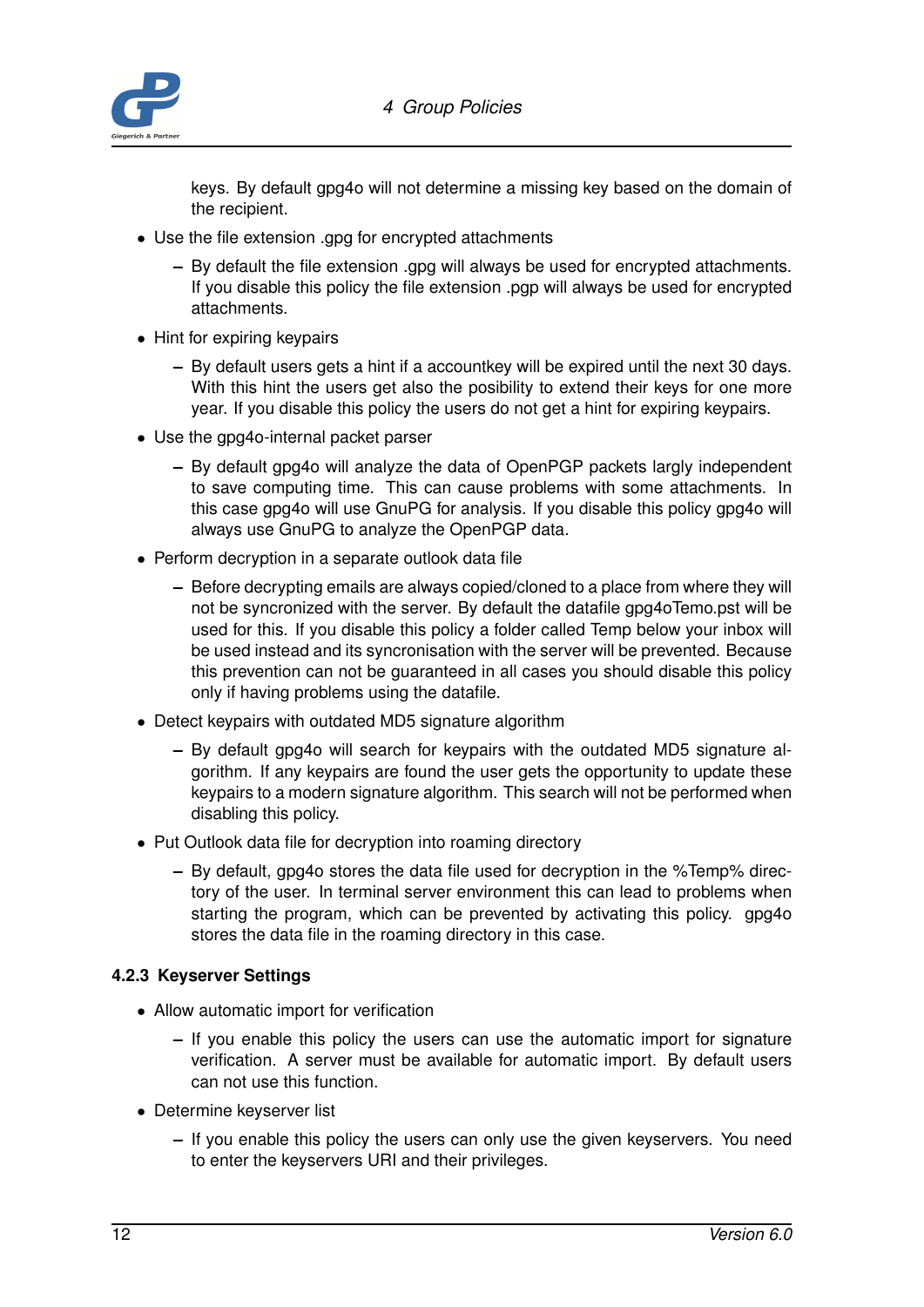keys. By default gpg4o will not determine a missing key based on the domain of the recipient.

- Use the file extension .gpg for encrypted attachments
  - By default the file extension .gpg will always be used for encrypted attachments. If you disable this policy the file extension .pgp will always be used for encrypted attachments.
- Hint for expiring keypairs
  - By default users gets a hint if a accountkey will be expired until the next 30 days. With this hint the users get also the posibility to extend their keys for one more year. If you disable this policy the users do not get a hint for expiring keypairs.
- Use the gpg4o-internal packet parser
  - By default gpg4o will analyze the data of OpenPGP packets largly independent to save computing time. This can cause problems with some attachments. In this case gpg4o will use GnuPG for analysis. If you disable this policy gpg4o will always use GnuPG to analyze the OpenPGP data.
- Perform decryption in a separate outlook data file
  - Before decrypting emails are always copied/cloned to a place from where they will not be syncronized with the server. By default the datafile gpg4oTemo.pst will be used for this. If you disable this policy a folder called Temp below your inbox will be used instead and its syncronisation with the server will be prevented. Because this prevention can not be guaranteed in all cases you should disable this policy only if having problems using the datafile.
- Detect keypairs with outdated MD5 signature algorithm
  - By default gpg4o will search for keypairs with the outdated MD5 signature algorithm. If any keypairs are found the user gets the opportunity to update these keypairs to a modern signature algorithm. This search will not be performed when disabling this policy.
- Put Outlook data file for decryption into roaming directory
  - By default, gpg4o stores the data file used for decryption in the %Temp% directory of the user. In terminal server environment this can lead to problems when starting the program, which can be prevented by activating this policy. gpg4o stores the data file in the roaming directory in this case.

### 4.2.3 Keyserver Settings

- Allow automatic import for verification
  - If you enable this policy the users can use the automatic import for signature verification. A server must be available for automatic import. By default users can not use this function.
- Determine keyserver list
  - If you enable this policy the users can only use the given keyservers. You need to enter the keyservers URI and their privileges.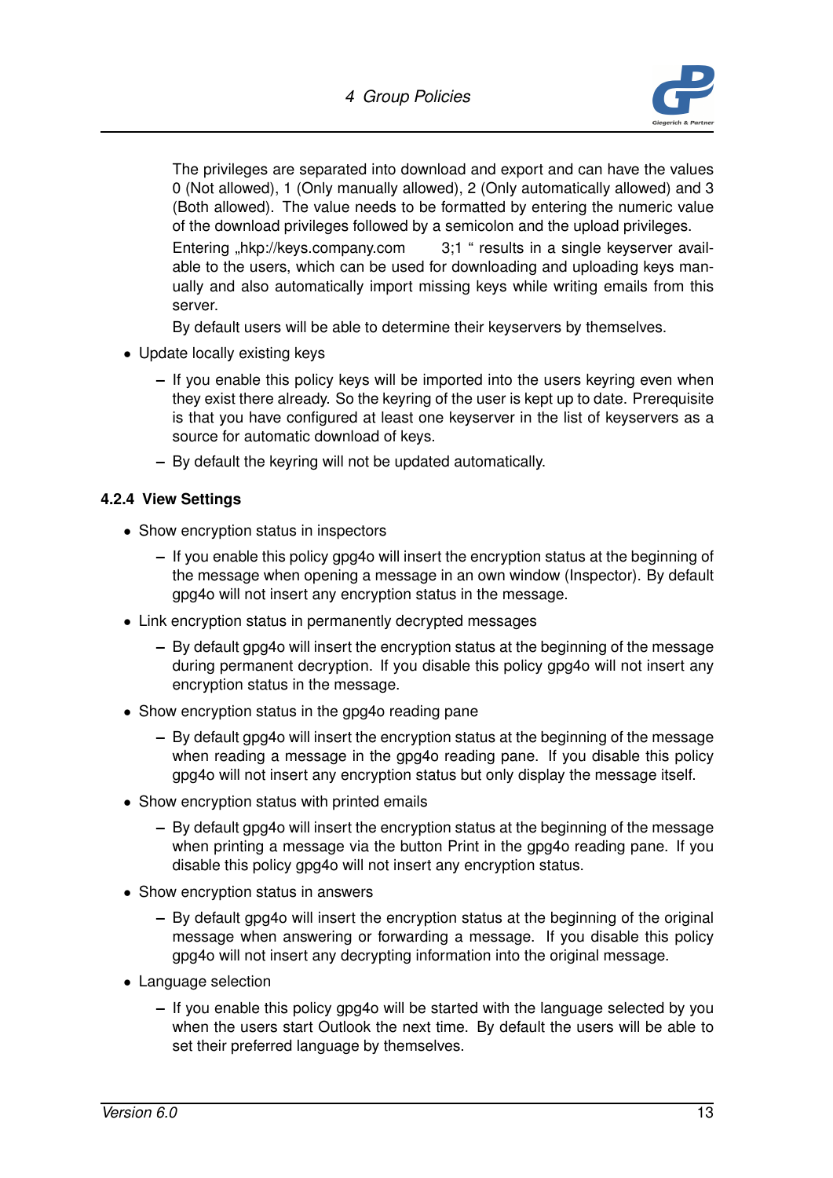The privileges are separated into download and export and can have the values 0 (Not allowed), 1 (Only manually allowed), 2 (Only automatically allowed) and 3 (Both allowed). The value needs to be formatted by entering the numeric value of the download privileges followed by a semicolon and the upload privileges.

Entering „hkp://keys.company.com 3;1 " results in a single keyserver available to the users, which can be used for downloading and uploading keys manually and also automatically import missing keys while writing emails from this server.

By default users will be able to determine their keyservers by themselves.

- Update locally existing keys
  - If you enable this policy keys will be imported into the users keyring even when they exist there already. So the keyring of the user is kept up to date. Prerequisite is that you have configured at least one keyserver in the list of keyservers as a source for automatic download of keys.
  - By default the keyring will not be updated automatically.

### 4.2.4 View Settings

- Show encryption status in inspectors
  - If you enable this policy gpg4o will insert the encryption status at the beginning of the message when opening a message in an own window (Inspector). By default gpg4o will not insert any encryption status in the message.
- Link encryption status in permanently decrypted messages
  - By default gpg4o will insert the encryption status at the beginning of the message during permanent decryption. If you disable this policy gpg4o will not insert any encryption status in the message.
- Show encryption status in the gpg4o reading pane
  - By default gpg4o will insert the encryption status at the beginning of the message when reading a message in the gpg4o reading pane. If you disable this policy gpg4o will not insert any encryption status but only display the message itself.
- Show encryption status with printed emails
  - By default gpg4o will insert the encryption status at the beginning of the message when printing a message via the button Print in the gpg4o reading pane. If you disable this policy gpg4o will not insert any encryption status.
- Show encryption status in answers
  - By default gpg4o will insert the encryption status at the beginning of the original message when answering or forwarding a message. If you disable this policy gpg4o will not insert any decrypting information into the original message.
- Language selection
  - If you enable this policy gpg4o will be started with the language selected by you when the users start Outlook the next time. By default the users will be able to set their preferred language by themselves.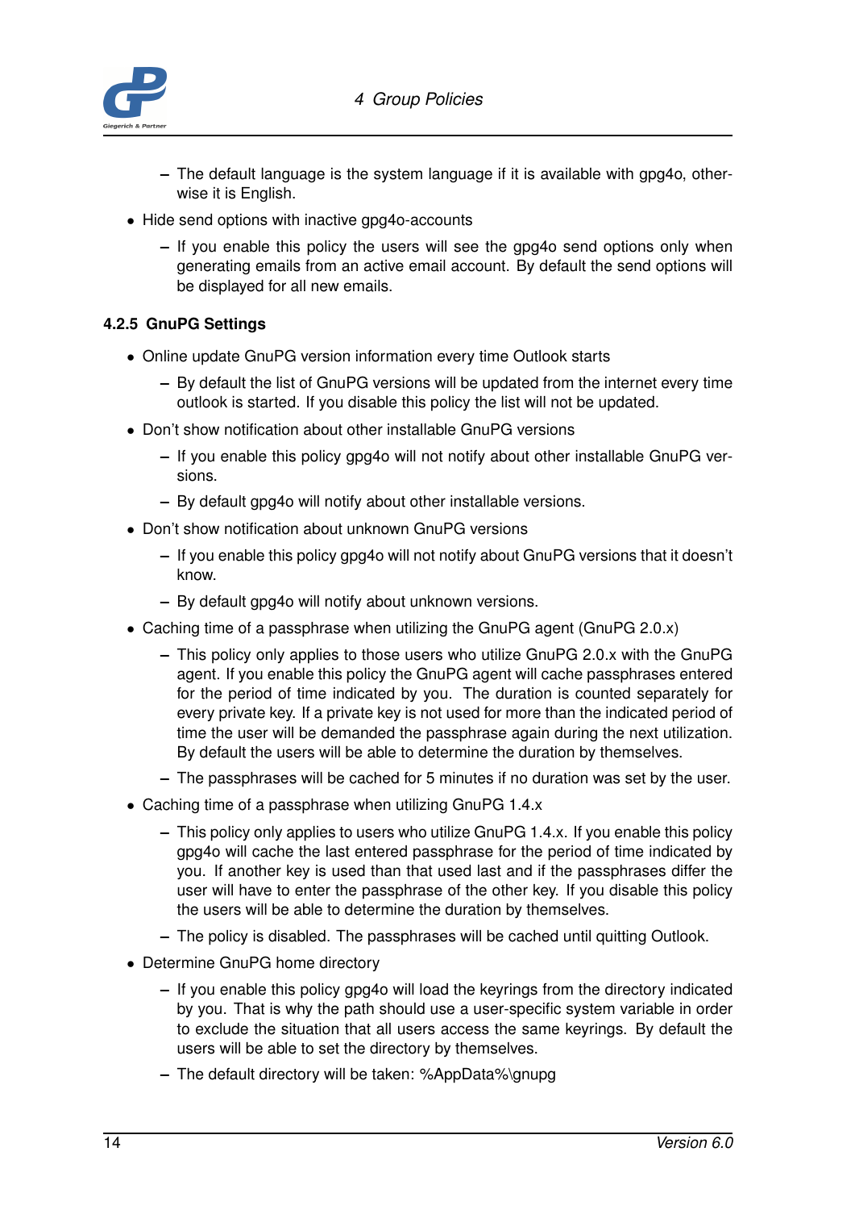- The default language is the system language if it is available with gpg4o, otherwise it is English.

- Hide send options with inactive gpg4o-accounts
  - If you enable this policy the users will see the gpg4o send options only when generating emails from an active email account. By default the send options will be displayed for all new emails.

### 4.2.5 GnuPG Settings

- Online update GnuPG version information every time Outlook starts
  - By default the list of GnuPG versions will be updated from the internet every time outlook is started. If you disable this policy the list will not be updated.
- Don't show notification about other installable GnuPG versions
  - If you enable this policy gpg4o will not notify about other installable GnuPG versions.
  - By default gpg4o will notify about other installable versions.
- Don't show notification about unknown GnuPG versions
  - If you enable this policy gpg4o will not notify about GnuPG versions that it doesn't know.
  - By default gpg4o will notify about unknown versions.
- Caching time of a passphrase when utilizing the GnuPG agent (GnuPG 2.0.x)
  - This policy only applies to those users who utilize GnuPG 2.0.x with the GnuPG agent. If you enable this policy the GnuPG agent will cache passphrases entered for the period of time indicated by you. The duration is counted separately for every private key. If a private key is not used for more than the indicated period of time the user will be demanded the passphrase again during the next utilization. By default the users will be able to determine the duration by themselves.
  - The passphrases will be cached for 5 minutes if no duration was set by the user.
- Caching time of a passphrase when utilizing GnuPG 1.4.x
  - This policy only applies to users who utilize GnuPG 1.4.x. If you enable this policy gpg4o will cache the last entered passphrase for the period of time indicated by you. If another key is used than that used last and if the passphrases differ the user will have to enter the passphrase of the other key. If you disable this policy the users will be able to determine the duration by themselves.
  - The policy is disabled. The passphrases will be cached until quitting Outlook.
- Determine GnuPG home directory
  - If you enable this policy gpg4o will load the keyrings from the directory indicated by you. That is why the path should use a user-specific system variable in order to exclude the situation that all users access the same keyrings. By default the users will be able to set the directory by themselves.
  - The default directory will be taken: %AppData%\gnupg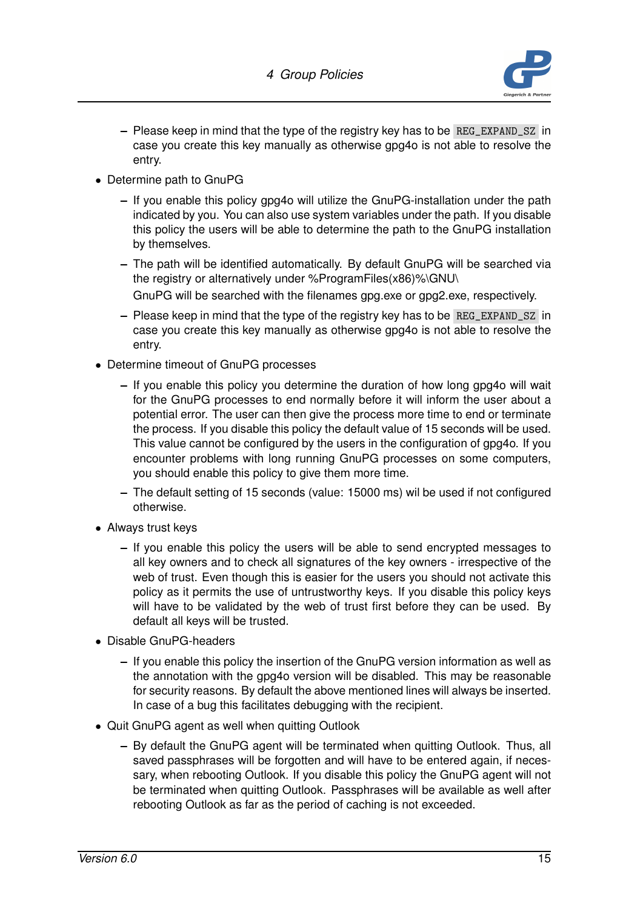- Please keep in mind that the type of the registry key has to be `REG_EXPAND_SZ` in case you create this key manually as otherwise gpg4o is not able to resolve the entry.

- Determine path to GnuPG
  - If you enable this policy gpg4o will utilize the GnuPG-installation under the path indicated by you. You can also use system variables under the path. If you disable this policy the users will be able to determine the path to the GnuPG installation by themselves.
  - The path will be identified automatically. By default GnuPG will be searched via the registry or alternatively under %ProgramFiles(x86)%\GNU\
    
    GnuPG will be searched with the filenames gpg.exe or gpg2.exe, respectively.
  - Please keep in mind that the type of the registry key has to be `REG_EXPAND_SZ` in case you create this key manually as otherwise gpg4o is not able to resolve the entry.

- Determine timeout of GnuPG processes
  - If you enable this policy you determine the duration of how long gpg4o will wait for the GnuPG processes to end normally before it will inform the user about a potential error. The user can then give the process more time to end or terminate the process. If you disable this policy the default value of 15 seconds will be used. This value cannot be configured by the users in the configuration of gpg4o. If you encounter problems with long running GnuPG processes on some computers, you should enable this policy to give them more time.
  - The default setting of 15 seconds (value: 15000 ms) wil be used if not configured otherwise.

- Always trust keys
  - If you enable this policy the users will be able to send encrypted messages to all key owners and to check all signatures of the key owners - irrespective of the web of trust. Even though this is easier for the users you should not activate this policy as it permits the use of untrustworthy keys. If you disable this policy keys will have to be validated by the web of trust first before they can be used. By default all keys will be trusted.

- Disable GnuPG-headers
  - If you enable this policy the insertion of the GnuPG version information as well as the annotation with the gpg4o version will be disabled. This may be reasonable for security reasons. By default the above mentioned lines will always be inserted. In case of a bug this facilitates debugging with the recipient.

- Quit GnuPG agent as well when quitting Outlook
  - By default the GnuPG agent will be terminated when quitting Outlook. Thus, all saved passphrases will be forgotten and will have to be entered again, if necessary, when rebooting Outlook. If you disable this policy the GnuPG agent will not be terminated when quitting Outlook. Passphrases will be available as well after rebooting Outlook as far as the period of caching is not exceeded.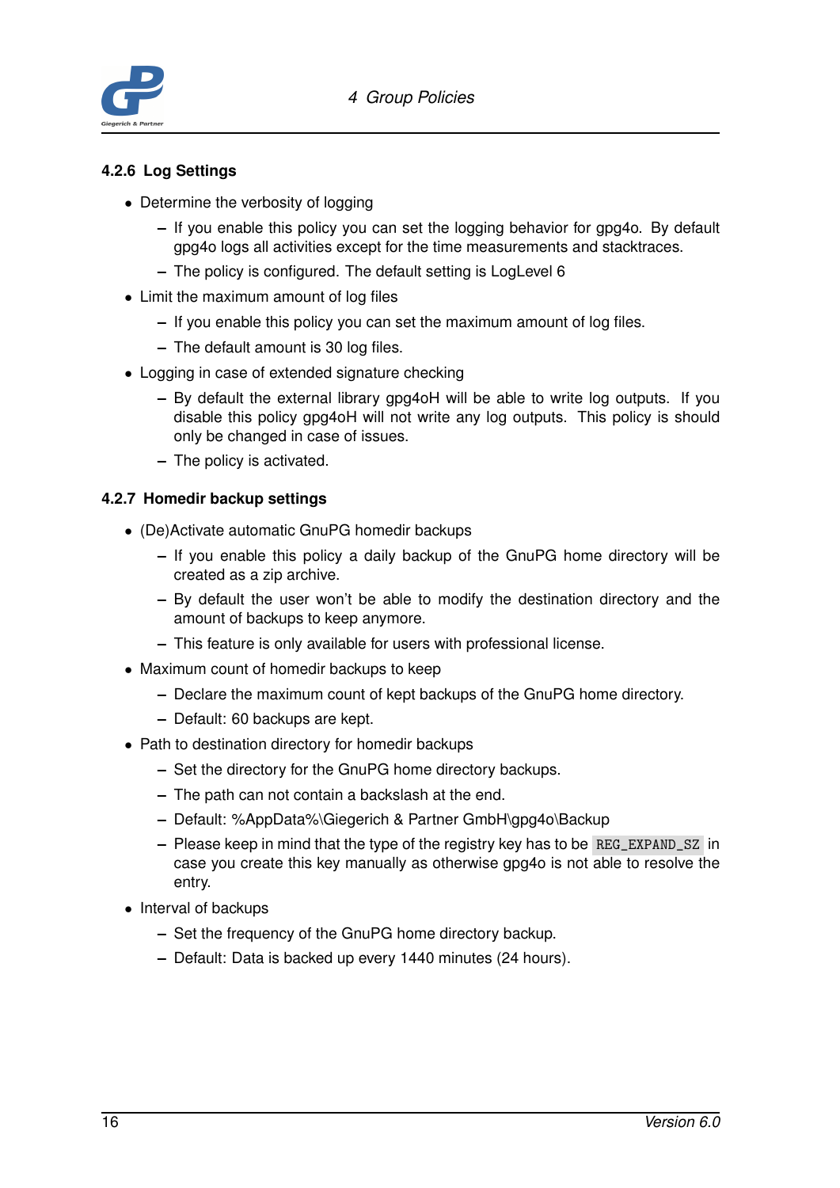### 4.2.6 Log Settings

- Determine the verbosity of logging
  - If you enable this policy you can set the logging behavior for gpg4o. By default gpg4o logs all activities except for the time measurements and stacktraces.
  - The policy is configured. The default setting is LogLevel 6
- Limit the maximum amount of log files
  - If you enable this policy you can set the maximum amount of log files.
  - The default amount is 30 log files.
- Logging in case of extended signature checking
  - By default the external library gpg4oH will be able to write log outputs. If you disable this policy gpg4oH will not write any log outputs. This policy is should only be changed in case of issues.
  - The policy is activated.

### 4.2.7 Homedir backup settings

- (De)Activate automatic GnuPG homedir backups
  - If you enable this policy a daily backup of the GnuPG home directory will be created as a zip archive.
  - By default the user won't be able to modify the destination directory and the amount of backups to keep anymore.
  - This feature is only available for users with professional license.
- Maximum count of homedir backups to keep
  - Declare the maximum count of kept backups of the GnuPG home directory.
  - Default: 60 backups are kept.
- Path to destination directory for homedir backups
  - Set the directory for the GnuPG home directory backups.
  - The path can not contain a backslash at the end.
  - Default: %AppData%\Giegerich & Partner GmbH\gpg4o\Backup
  - Please keep in mind that the type of the registry key has to be `REG_EXPAND_SZ` in case you create this key manually as otherwise gpg4o is not able to resolve the entry.
- Interval of backups
  - Set the frequency of the GnuPG home directory backup.
  - Default: Data is backed up every 1440 minutes (24 hours).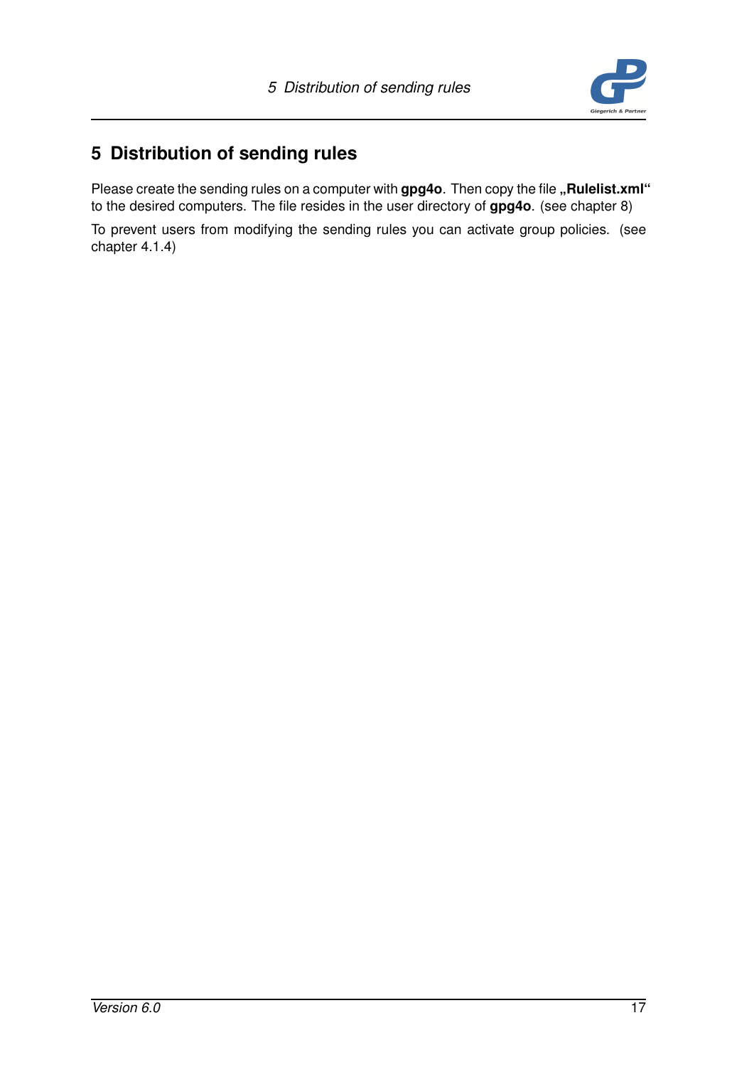# 5 Distribution of sending rules

Please create the sending rules on a computer with **gpg4o**. Then copy the file **„Rulelist.xml“** to the desired computers. The file resides in the user directory of **gpg4o**. (see chapter 8)

To prevent users from modifying the sending rules you can activate group policies. (see chapter 4.1.4)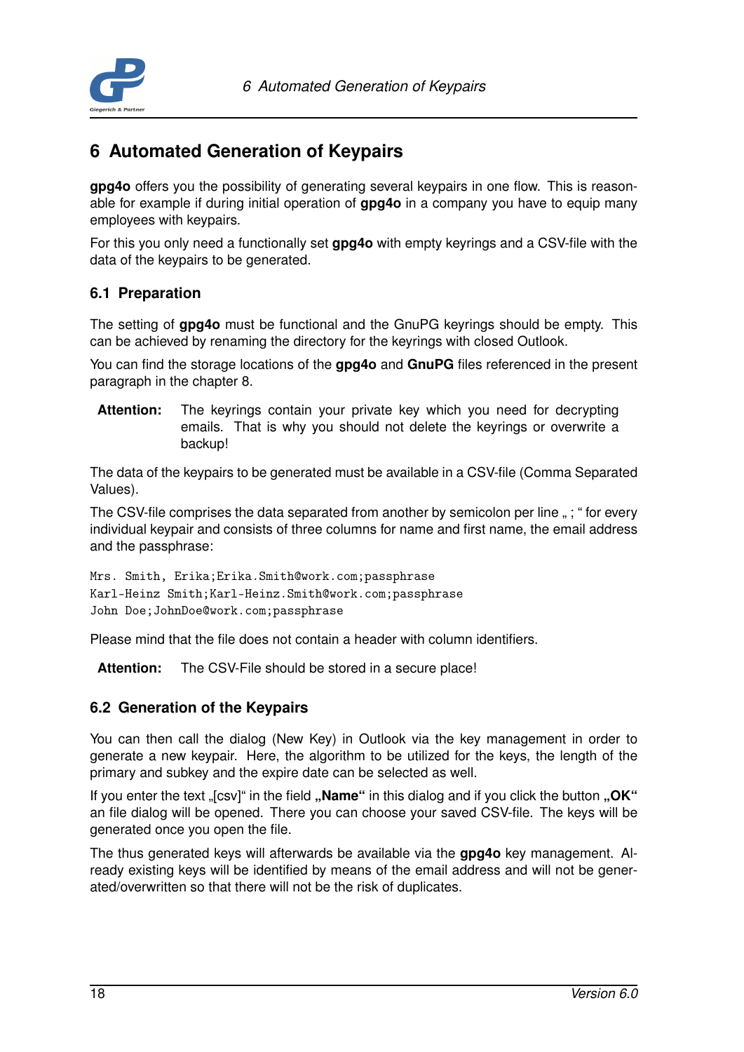# 6 Automated Generation of Keypairs

**gpg4o** offers you the possibility of generating several keypairs in one flow. This is reasonable for example if during initial operation of **gpg4o** in a company you have to equip many employees with keypairs.

For this you only need a functionally set **gpg4o** with empty keyrings and a CSV-file with the data of the keypairs to be generated.

## 6.1 Preparation

The setting of **gpg4o** must be functional and the GnuPG keyrings should be empty. This can be achieved by renaming the directory for the keyrings with closed Outlook.

You can find the storage locations of the **gpg4o** and **GnuPG** files referenced in the present paragraph in the chapter 8.

**Attention:** The keyrings contain your private key which you need for decrypting emails. That is why you should not delete the keyrings or overwrite a backup!

The data of the keypairs to be generated must be available in a CSV-file (Comma Separated Values).

The CSV-file comprises the data separated from another by semicolon per line „ ; " for every individual keypair and consists of three columns for name and first name, the email address and the passphrase:

```
Mrs. Smith, Erika;Erika.Smith@work.com;passphrase
Karl-Heinz Smith;Karl-Heinz.Smith@work.com;passphrase
John Doe;JohnDoe@work.com;passphrase
```

Please mind that the file does not contain a header with column identifiers.

**Attention:** The CSV-File should be stored in a secure place!

## 6.2 Generation of the Keypairs

You can then call the dialog (New Key) in Outlook via the key management in order to generate a new keypair. Here, the algorithm to be utilized for the keys, the length of the primary and subkey and the expire date can be selected as well.

If you enter the text „[csv]" in the field **„Name"** in this dialog and if you click the button **„OK"** an file dialog will be opened. There you can choose your saved CSV-file. The keys will be generated once you open the file.

The thus generated keys will afterwards be available via the **gpg4o** key management. Already existing keys will be identified by means of the email address and will not be generated/overwritten so that there will not be the risk of duplicates.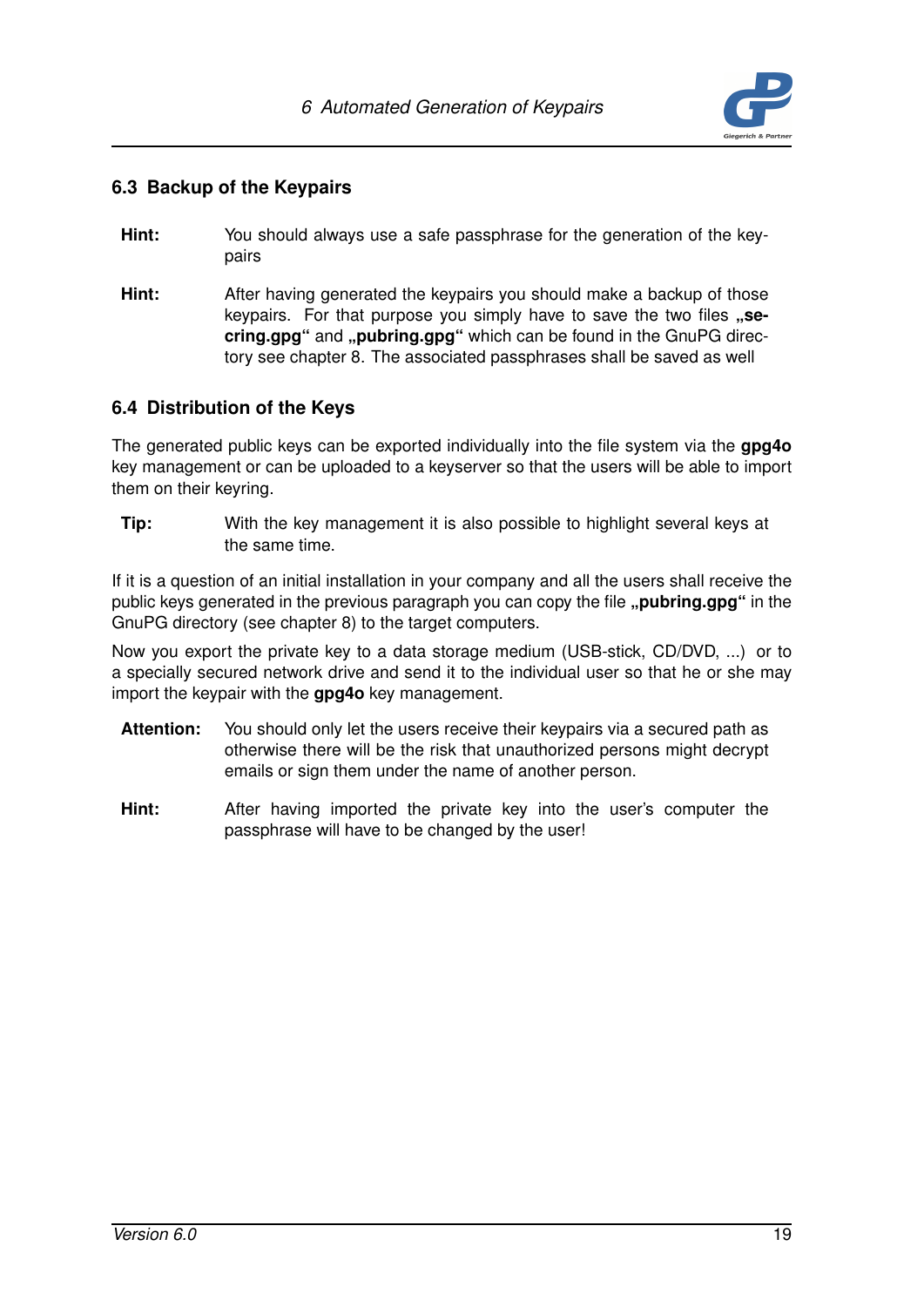## 6.3 Backup of the Keypairs

**Hint:** You should always use a safe passphrase for the generation of the keypairs

**Hint:** After having generated the keypairs you should make a backup of those keypairs. For that purpose you simply have to save the two files **„secring.gpg"** and **„pubring.gpg"** which can be found in the GnuPG directory see chapter 8. The associated passphrases shall be saved as well

## 6.4 Distribution of the Keys

The generated public keys can be exported individually into the file system via the **gpg4o** key management or can be uploaded to a keyserver so that the users will be able to import them on their keyring.

**Tip:** With the key management it is also possible to highlight several keys at the same time.

If it is a question of an initial installation in your company and all the users shall receive the public keys generated in the previous paragraph you can copy the file **„pubring.gpg"** in the GnuPG directory (see chapter 8) to the target computers.

Now you export the private key to a data storage medium (USB-stick, CD/DVD, ...) or to a specially secured network drive and send it to the individual user so that he or she may import the keypair with the **gpg4o** key management.

**Attention:** You should only let the users receive their keypairs via a secured path as otherwise there will be the risk that unauthorized persons might decrypt emails or sign them under the name of another person.

**Hint:** After having imported the private key into the user's computer the passphrase will have to be changed by the user!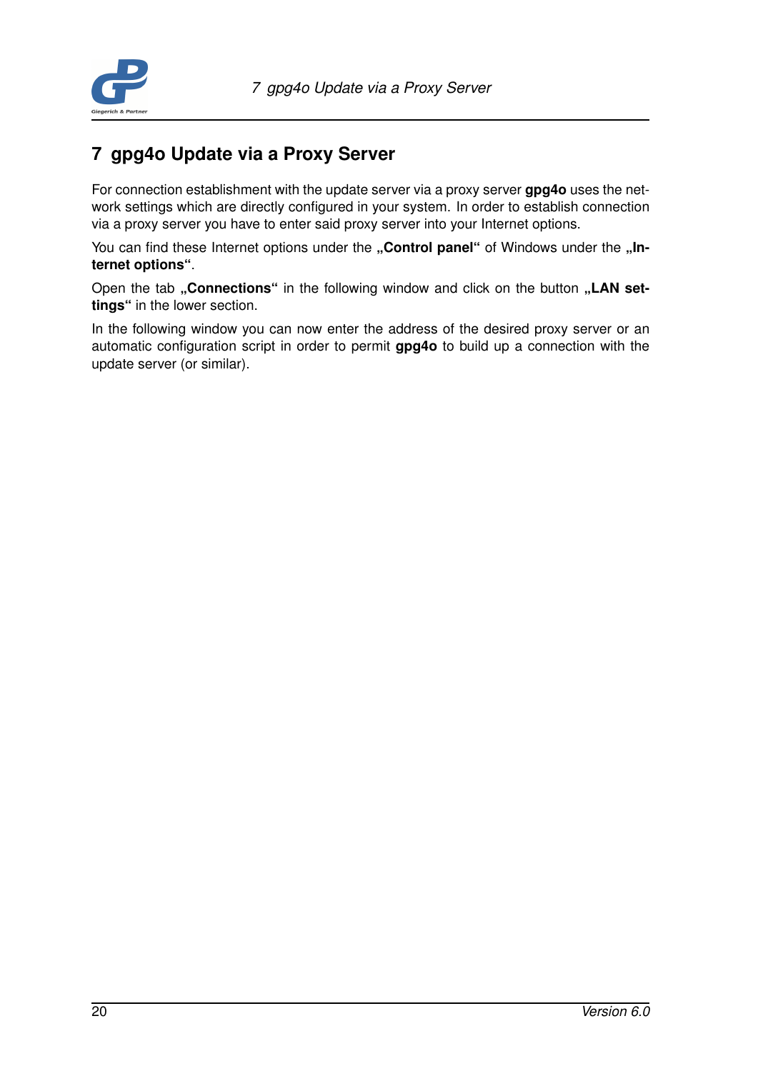# 7 gpg4o Update via a Proxy Server

For connection establishment with the update server via a proxy server **gpg4o** uses the network settings which are directly configured in your system. In order to establish connection via a proxy server you have to enter said proxy server into your Internet options.

You can find these Internet options under the **„Control panel“** of Windows under the **„Internet options“**.

Open the tab **„Connections“** in the following window and click on the button **„LAN settings“** in the lower section.

In the following window you can now enter the address of the desired proxy server or an automatic configuration script in order to permit **gpg4o** to build up a connection with the update server (or similar).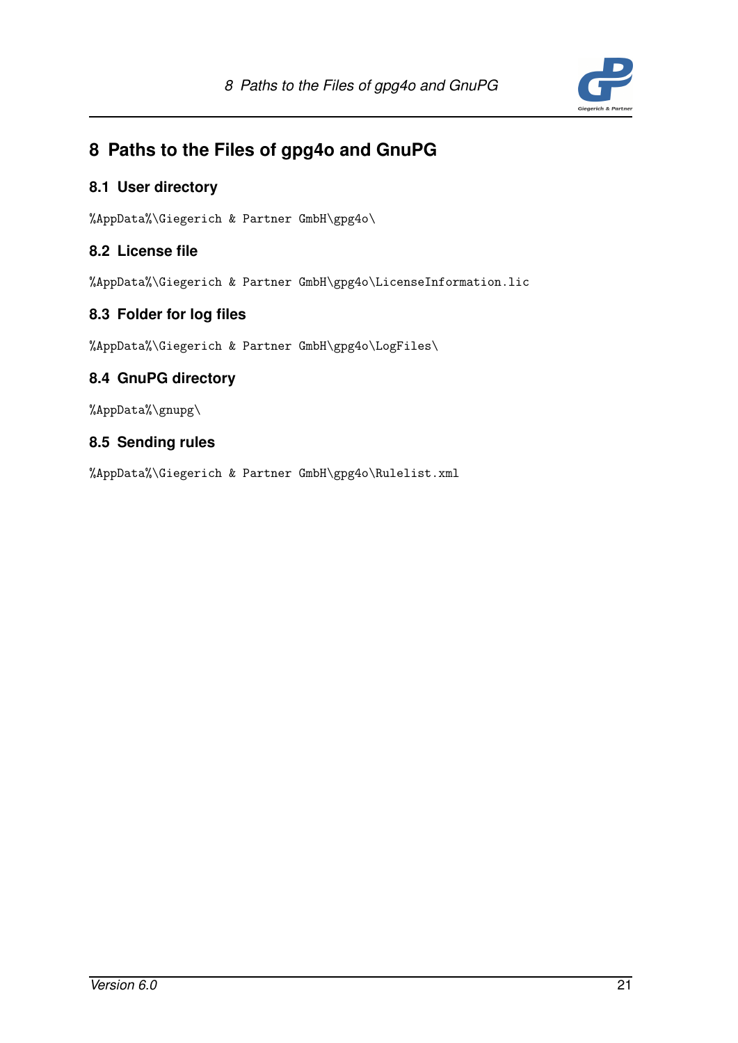# 8 Paths to the Files of gpg4o and GnuPG

## 8.1 User directory

%AppData%\Giegerich & Partner GmbH\gpg4o\

## 8.2 License file

%AppData%\Giegerich & Partner GmbH\gpg4o\LicenseInformation.lic

## 8.3 Folder for log files

%AppData%\Giegerich & Partner GmbH\gpg4o\LogFiles\

## 8.4 GnuPG directory

%AppData%\gnupg\

## 8.5 Sending rules

%AppData%\Giegerich & Partner GmbH\gpg4o\Rulelist.xml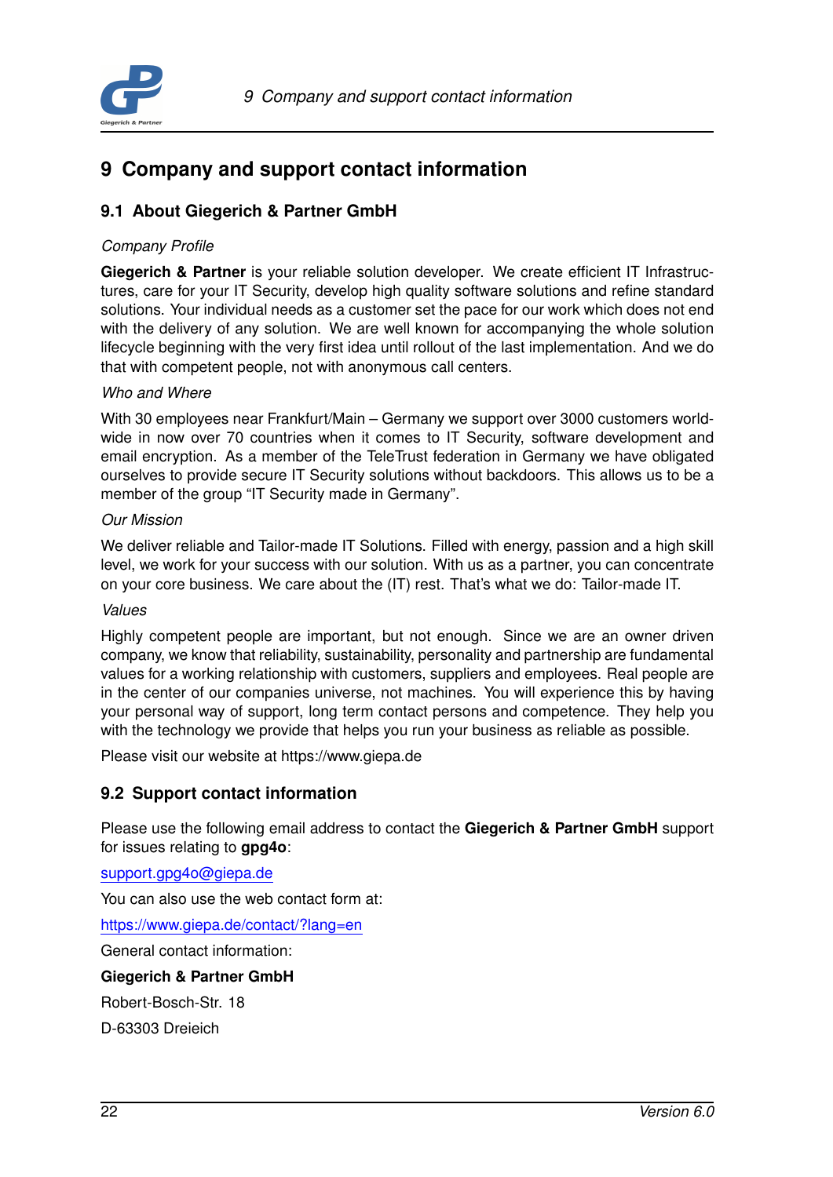# 9 Company and support contact information

## 9.1 About Giegerich & Partner GmbH

*Company Profile*

**Giegerich & Partner** is your reliable solution developer. We create efficient IT Infrastructures, care for your IT Security, develop high quality software solutions and refine standard solutions. Your individual needs as a customer set the pace for our work which does not end with the delivery of any solution. We are well known for accompanying the whole solution lifecycle beginning with the very first idea until rollout of the last implementation. And we do that with competent people, not with anonymous call centers.

*Who and Where*

With 30 employees near Frankfurt/Main – Germany we support over 3000 customers worldwide in now over 70 countries when it comes to IT Security, software development and email encryption. As a member of the TeleTrust federation in Germany we have obligated ourselves to provide secure IT Security solutions without backdoors. This allows us to be a member of the group "IT Security made in Germany".

*Our Mission*

We deliver reliable and Tailor-made IT Solutions. Filled with energy, passion and a high skill level, we work for your success with our solution. With us as a partner, you can concentrate on your core business. We care about the (IT) rest. That's what we do: Tailor-made IT.

*Values*

Highly competent people are important, but not enough. Since we are an owner driven company, we know that reliability, sustainability, personality and partnership are fundamental values for a working relationship with customers, suppliers and employees. Real people are in the center of our companies universe, not machines. You will experience this by having your personal way of support, long term contact persons and competence. They help you with the technology we provide that helps you run your business as reliable as possible.

Please visit our website at https://www.giepa.de

## 9.2 Support contact information

Please use the following email address to contact the **Giegerich & Partner GmbH** support for issues relating to **gpg4o**:

support.gpg4o@giepa.de

You can also use the web contact form at:

https://www.giepa.de/contact/?lang=en

General contact information:

**Giegerich & Partner GmbH**

Robert-Bosch-Str. 18

D-63303 Dreieich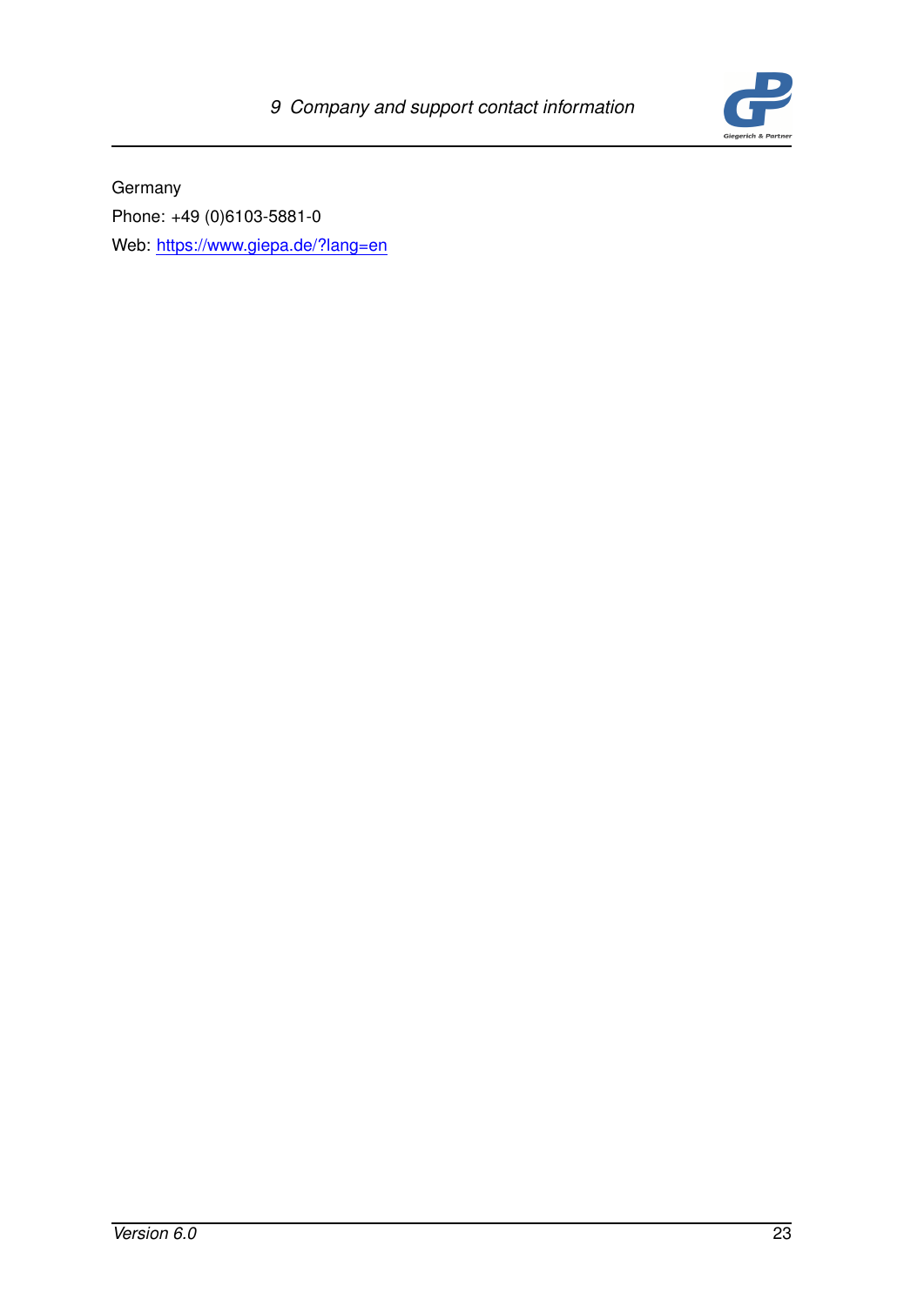Germany

Phone: +49 (0)6103-5881-0

Web: https://www.giepa.de/?lang=en